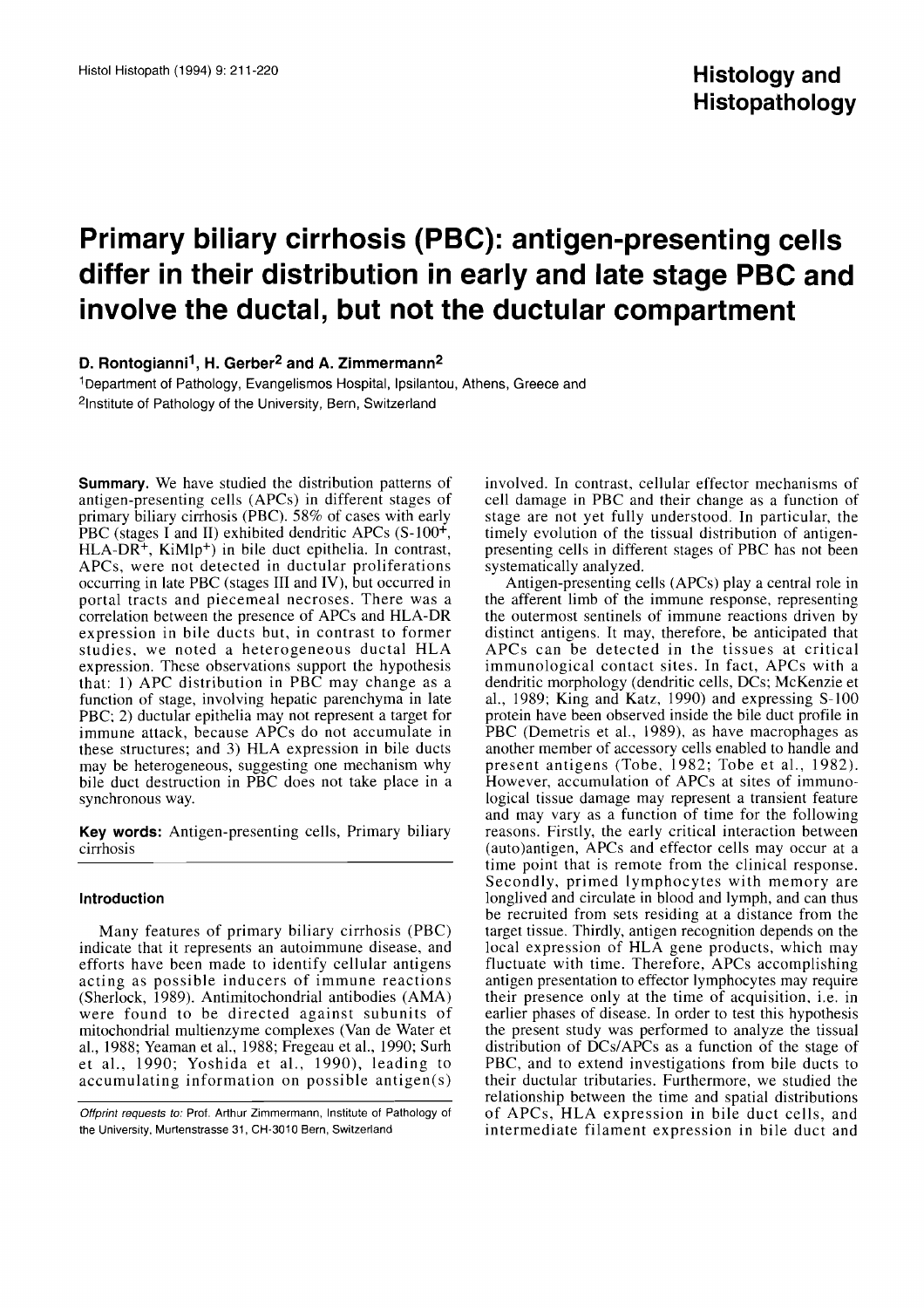# Primary biliary cirrhosis (PBC): antigen-presenting cells differ in their distribution in early and late stage PBC and involve the ductal, but not the ductular compartment

**D. Rontogianni[1], H. Gerber[2] and A. Zimmermann[2]**

[1]Department of Pathology, Evangelismos Hospital, Ipsilantou, Athens, Greece and
[2]Institute of Pathology of the University, Bern, Switzerland

**Summary.** We have studied the distribution patterns of antigen-presenting cells (APCs) in different stages of primary biliary cirrhosis (PBC). 58% of cases with early PBC (stages I and II) exhibited dendritic APCs ($S\text{-}100^+$, $HLA\text{-}DR^+$, $KiMlp^+$) in bile duct epithelia. In contrast, APCs, were not detected in ductular proliferations occurring in late PBC (stages III and IV), but occurred in portal tracts and piecemeal necroses. There was a correlation between the presence of APCs and HLA-DR expression in bile ducts but, in contrast to former studies, we noted a heterogeneous ductal HLA expression. These observations support the hypothesis that: 1) APC distribution in PBC may change as a function of stage, involving hepatic parenchyma in late PBC; 2) ductular epithelia may not represent a target for immune attack, because APCs do not accumulate in these structures; and 3) HLA expression in bile ducts may be heterogeneous, suggesting one mechanism why bile duct destruction in PBC does not take place in a synchronous way.

**Key words:** Antigen-presenting cells, Primary biliary cirrhosis

## Introduction

Many features of primary biliary cirrhosis (PBC) indicate that it represents an autoimmune disease, and efforts have been made to identify cellular antigens acting as possible inducers of immune reactions (Sherlock, 1989). Antimitochondrial antibodies (AMA) were found to be directed against subunits of mitochondrial multienzyme complexes (Van de Water et al., 1988; Yeaman et al., 1988; Fregeau et al., 1990; Surh et al., 1990; Yoshida et al., 1990), leading to accumulating information on possible antigen(s) involved. In contrast, cellular effector mechanisms of cell damage in PBC and their change as a function of stage are not yet fully understood. In particular, the timely evolution of the tissual distribution of antigen-presenting cells in different stages of PBC has not been systematically analyzed.

Antigen-presenting cells (APCs) play a central role in the afferent limb of the immune response, representing the outermost sentinels of immune reactions driven by distinct antigens. It may, therefore, be anticipated that APCs can be detected in the tissues at critical immunological contact sites. In fact, APCs with a dendritic morphology (dendritic cells, DCs; McKenzie et al., 1989; King and Katz, 1990) and expressing S-100 protein have been observed inside the bile duct profile in PBC (Demetris et al., 1989), as have macrophages as another member of accessory cells enabled to handle and present antigens (Tobe, 1982; Tobe et al., 1982). However, accumulation of APCs at sites of immunological tissue damage may represent a transient feature and may vary as a function of time for the following reasons. Firstly, the early critical interaction between (auto)antigen, APCs and effector cells may occur at a time point that is remote from the clinical response. Secondly, primed lymphocytes with memory are longlived and circulate in blood and lymph, and can thus be recruited from sets residing at a distance from the target tissue. Thirdly, antigen recognition depends on the local expression of HLA gene products, which may fluctuate with time. Therefore, APCs accomplishing antigen presentation to effector lymphocytes may require their presence only at the time of acquisition, i.e. in earlier phases of disease. In order to test this hypothesis the present study was performed to analyze the tissual distribution of DCs/APCs as a function of the stage of PBC, and to extend investigations from bile ducts to their ductular tributaries. Furthermore, we studied the relationship between the time and spatial distributions of APCs, HLA expression in bile duct cells, and intermediate filament expression in bile duct and

*Offprint requests to:* Prof. Arthur Zimmermann, Institute of Pathology of the University, Murtenstrasse 31, CH-3010 Bern, Switzerland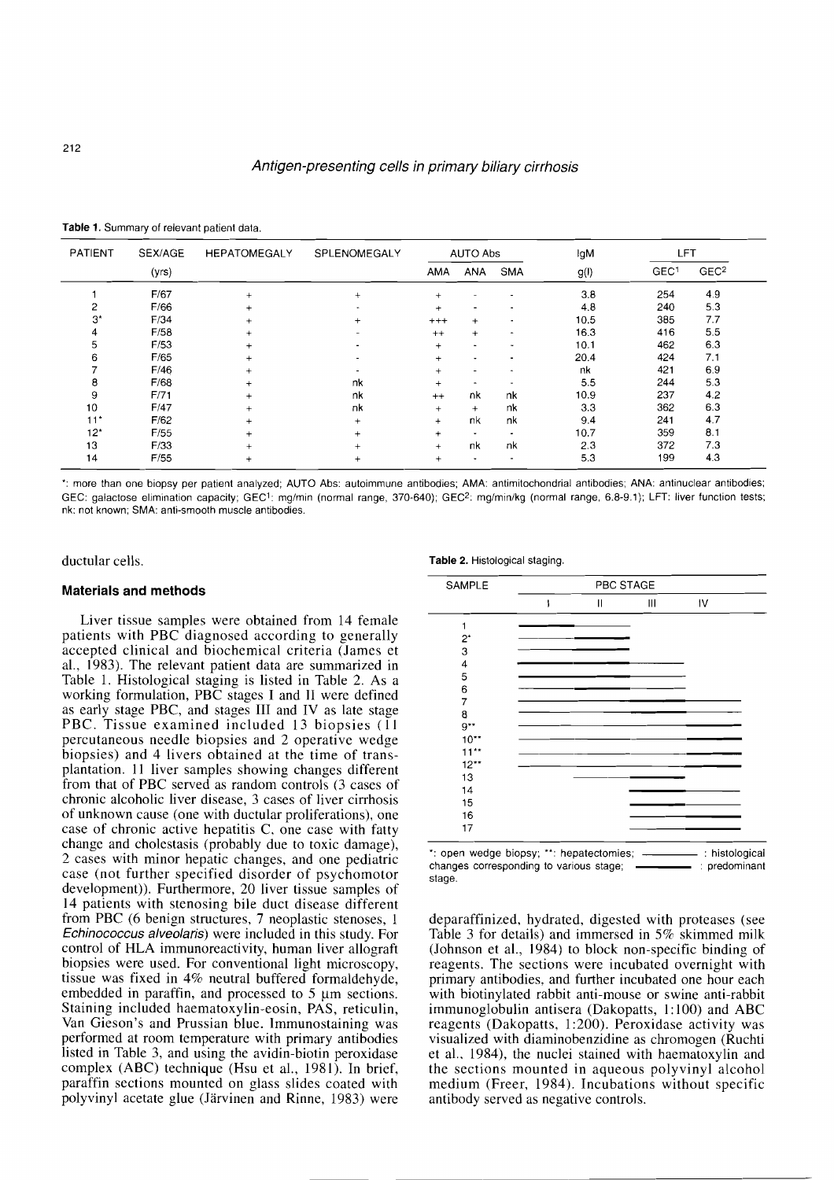**Table 1.** Summary of relevant patient data.

| PATIENT | SEX/AGE (yrs) | HEPATOMEGALY | SPLENOMEGALY | AUTO Abs | | | IgM g(l) | LFT | |
|---|---|---|---|---|---|---|---|---|---|
| | | | | AMA | ANA | SMA | | GEC[1] | GEC[2] |
| 1 | F/67 | + | + | + | - | - | 3.8 | 254 | 4.9 |
| 2 | F/66 | + | - | + | - | - | 4.8 | 240 | 5.3 |
| 3* | F/34 | + | + | +++ | + | - | 10.5 | 385 | 7.7 |
| 4 | F/58 | + | - | ++ | + | - | 16.3 | 416 | 5.5 |
| 5 | F/53 | + | - | + | - | - | 10.1 | 462 | 6.3 |
| 6 | F/65 | + | - | + | - | - | 20.4 | 424 | 7.1 |
| 7 | F/46 | + | - | + | - | - | nk | 421 | 6.9 |
| 8 | F/68 | + | nk | + | - | - | 5.5 | 244 | 5.3 |
| 9 | F/71 | + | nk | ++ | nk | nk | 10.9 | 237 | 4.2 |
| 10 | F/47 | + | nk | + | + | nk | 3.3 | 362 | 6.3 |
| 11* | F/62 | + | + | + | nk | nk | 9.4 | 241 | 4.7 |
| 12* | F/55 | + | + | + | - | - | 10.7 | 359 | 8.1 |
| 13 | F/33 | + | + | + | nk | nk | 2.3 | 372 | 7.3 |
| 14 | F/55 | + | + | + | - | - | 5.3 | 199 | 4.3 |

*: more than one biopsy per patient analyzed; AUTO Abs: autoimmune antibodies; AMA: antimitochondrial antibodies; ANA: antinuclear antibodies; GEC: galactose elimination capacity; GEC[1]: mg/min (normal range, 370-640); GEC[2]: mg/min/kg (normal range, 6.8-9.1); LFT: liver function tests; nk: not known; SMA: anti-smooth muscle antibodies.

ductular cells.

## Materials and methods

Liver tissue samples were obtained from 14 female patients with PBC diagnosed according to generally accepted clinical and biochemical criteria (James et al., 1983). The relevant patient data are summarized in Table 1. Histological staging is listed in Table 2. As a working formulation, PBC stages I and II were defined as early stage PBC, and stages III and IV as late stage PBC. Tissue examined included 13 biopsies (11 percutaneous needle biopsies and 2 operative wedge biopsies) and 4 livers obtained at the time of transplantation. 11 liver samples showing changes different from that of PBC served as random controls (3 cases of chronic alcoholic liver disease, 3 cases of liver cirrhosis of unknown cause (one with ductular proliferations), one case of chronic active hepatitis C, one case with fatty change and cholestasis (probably due to toxic damage), 2 cases with minor hepatic changes, and one pediatric case (not further specified disorder of psychomotor development)). Furthermore, 20 liver tissue samples of 14 patients with stenosing bile duct disease different from PBC (6 benign structures, 7 neoplastic stenoses, 1 *Echinococcus alveolaris*) were included in this study. For control of HLA immunoreactivity, human liver allograft biopsies were used. For conventional light microscopy, tissue was fixed in 4% neutral buffered formaldehyde, embedded in paraffin, and processed to 5 µm sections. Staining included haematoxylin-eosin, PAS, reticulin, Van Gieson's and Prussian blue. Immunostaining was performed at room temperature with primary antibodies listed in Table 3, and using the avidin-biotin peroxidase complex (ABC) technique (Hsu et al., 1981). In brief, paraffin sections mounted on glass slides coated with polyvinyl acetate glue (Järvinen and Rinne, 1983) were deparaffinized, hydrated, digested with proteases (see Table 3 for details) and immersed in 5% skimmed milk (Johnson et al., 1984) to block non-specific binding of reagents. The sections were incubated overnight with primary antibodies, and further incubated one hour each with biotinylated rabbit anti-mouse or swine anti-rabbit immunoglobulin antisera (Dakopatts, 1:100) and ABC reagents (Dakopatts, 1:200). Peroxidase activity was visualized with diaminobenzidine as chromogen (Ruchti et al., 1984), the nuclei stained with haematoxylin and the sections mounted in aqueous polyvinyl alcohol medium (Freer, 1984). Incubations without specific antibody served as negative controls.

**Table 2.** Histological staging.

| SAMPLE | PBC STAGE I | II | III | IV |
|---|---|---|---|---|
| 1 | ▬ | — | | |
| 2* | — | ▬ | | |
| 3 | — | ▬ | | |
| 4 | — | ▬ | — | |
| 5 | — | ▬ | — | |
| 6 | — | ▬ | — | |
| 7 | — | — | ▬ | — |
| 8 | — | — | ▬ | — |
| 9** | — | — | — | ▬ |
| 10** | — | — | — | ▬ |
| 11** | — | — | — | ▬ |
| 12** | — | — | — | ▬ |
| 13 | | — | ▬ | |
| 14 | | | ▬ | — |
| 15 | | | — | ▬ |
| 16 | | | ▬ | — |
| 17 | | | — | ▬ |

*: open wedge biopsy; **: hepatectomies; —: histological changes corresponding to various stage; ▬: predominant stage.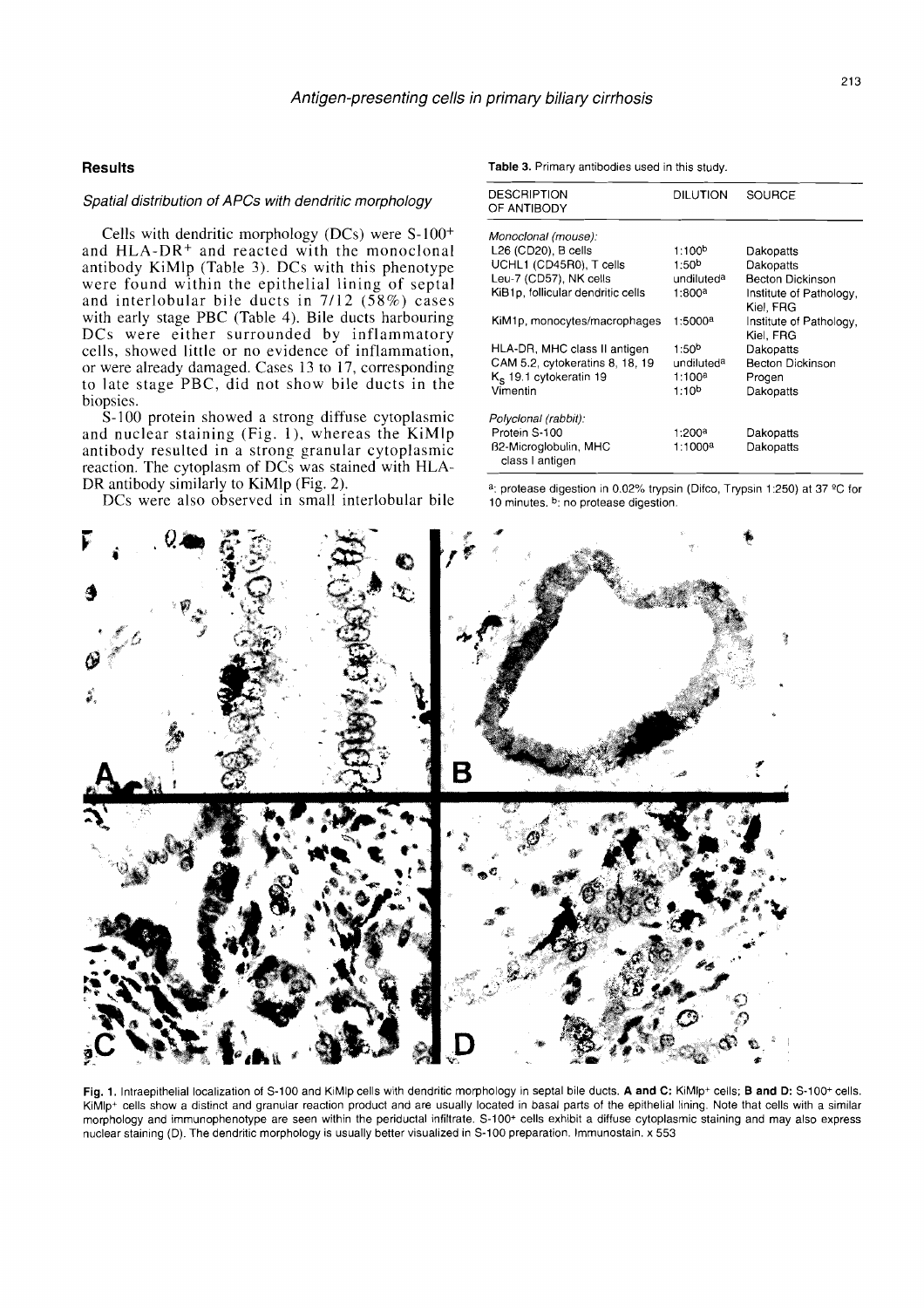## Results

### *Spatial distribution of APCs with dendritic morphology*

Cells with dendritic morphology (DCs) were S-100$^+$ and HLA-DR$^+$ and reacted with the monoclonal antibody KiMlp (Table 3). DCs with this phenotype were found within the epithelial lining of septal and interlobular bile ducts in 7/12 (58%) cases with early stage PBC (Table 4). Bile ducts harbouring DCs were either surrounded by inflammatory cells, showed little or no evidence of inflammation, or were already damaged. Cases 13 to 17, corresponding to late stage PBC, did not show bile ducts in the biopsies.

S-100 protein showed a strong diffuse cytoplasmic and nuclear staining (Fig. 1), whereas the KiMlp antibody resulted in a strong granular cytoplasmic reaction. The cytoplasm of DCs was stained with HLA-DR antibody similarly to KiMlp (Fig. 2).

DCs were also observed in small interlobular bile

**Table 3.** Primary antibodies used in this study.

| DESCRIPTION OF ANTIBODY | DILUTION | SOURCE |
|---|---|---|
| *Monoclonal (mouse):* | | |
| L26 (CD20), B cells | 1:100[b] | Dakopatts |
| UCHL1 (CD45R0), T cells | 1:50[b] | Dakopatts |
| Leu-7 (CD57), NK cells | undiluted[a] | Becton Dickinson |
| KiB1p, follicular dendritic cells | 1:800[a] | Institute of Pathology, Kiel, FRG |
| KiM1p, monocytes/macrophages | 1:5000[a] | Institute of Pathology, Kiel, FRG |
| HLA-DR, MHC class II antigen | 1:50[b] | Dakopatts |
| CAM 5.2, cytokeratins 8, 18, 19 | undiluted[a] | Becton Dickinson |
| $K_S$ 19.1 cytokeratin 19 | 1:100[a] | Progen |
| Vimentin | 1:10[b] | Dakopatts |
| *Polyclonal (rabbit):* | | |
| Protein S-100 | 1:200[a] | Dakopatts |
| ß2-Microglobulin, MHC class I antigen | 1:1000[a] | Dakopatts |

[a]: protease digestion in 0.02% trypsin (Difco, Trypsin 1:250) at 37 °C for 10 minutes. [b]: no protease digestion.

**Fig. 1.** Intraepithelial localization of S-100 and KiMlp cells with dendritic morphology in septal bile ducts. **A and C:** KiMlp$^+$ cells; **B and D:** S-100$^+$ cells. KiMlp$^+$ cells show a distinct and granular reaction product and are usually located in basal parts of the epithelial lining. Note that cells with a similar morphology and immunophenotype are seen within the periductal infiltrate. S-100$^+$ cells exhibit a diffuse cytoplasmic staining and may also express nuclear staining (D). The dendritic morphology is usually better visualized in S-100 preparation. Immunostain. x 553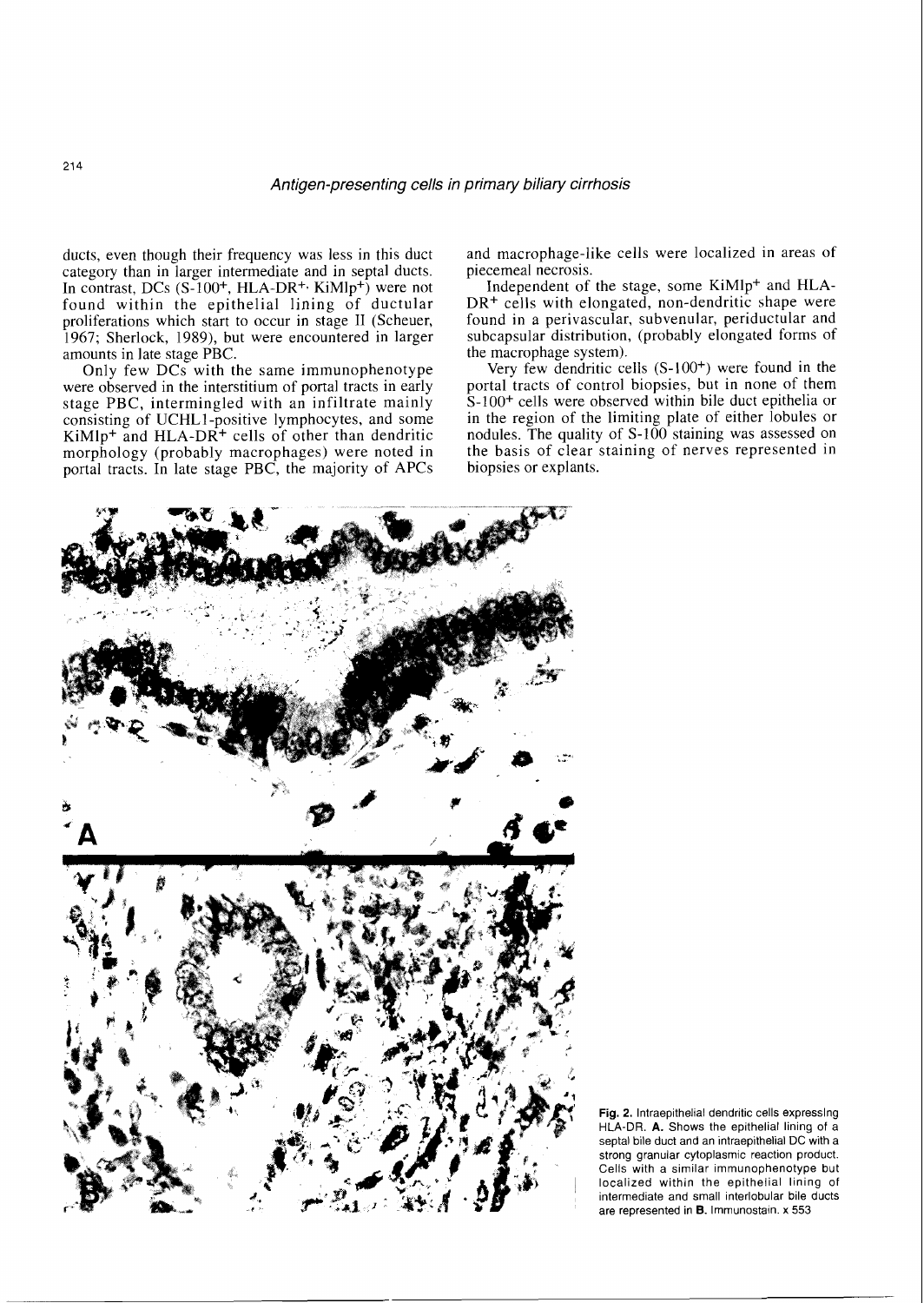ducts, even though their frequency was less in this duct category than in larger intermediate and in septal ducts. In contrast, DCs (S-100+, HLA-DR+, KiMlp+) were not found within the epithelial lining of ductular proliferations which start to occur in stage II (Scheuer, 1967; Sherlock, 1989), but were encountered in larger amounts in late stage PBC.

Only few DCs with the same immunophenotype were observed in the interstitium of portal tracts in early stage PBC, intermingled with an infiltrate mainly consisting of UCHL1-positive lymphocytes, and some KiMlp+ and HLA-DR+ cells of other than dendritic morphology (probably macrophages) were noted in portal tracts. In late stage PBC, the majority of APCs and macrophage-like cells were localized in areas of piecemeal necrosis.

Independent of the stage, some KiMlp+ and HLA-DR+ cells with elongated, non-dendritic shape were found in a perivascular, subvenular, periductular and subcapsular distribution, (probably elongated forms of the macrophage system).

Very few dendritic cells (S-100+) were found in the portal tracts of control biopsies, but in none of them S-100+ cells were observed within bile duct epithelia or in the region of the limiting plate of either lobules or nodules. The quality of S-100 staining was assessed on the basis of clear staining of nerves represented in biopsies or explants.

**Fig. 2.** Intraepithelial dendritic cells expressing HLA-DR. **A.** Shows the epithelial lining of a septal bile duct and an intraepithelial DC with a strong granular cytoplasmic reaction product. Cells with a similar immunophenotype but localized within the epithelial lining of intermediate and small interlobular bile ducts are represented in **B.** Immunostain. x 553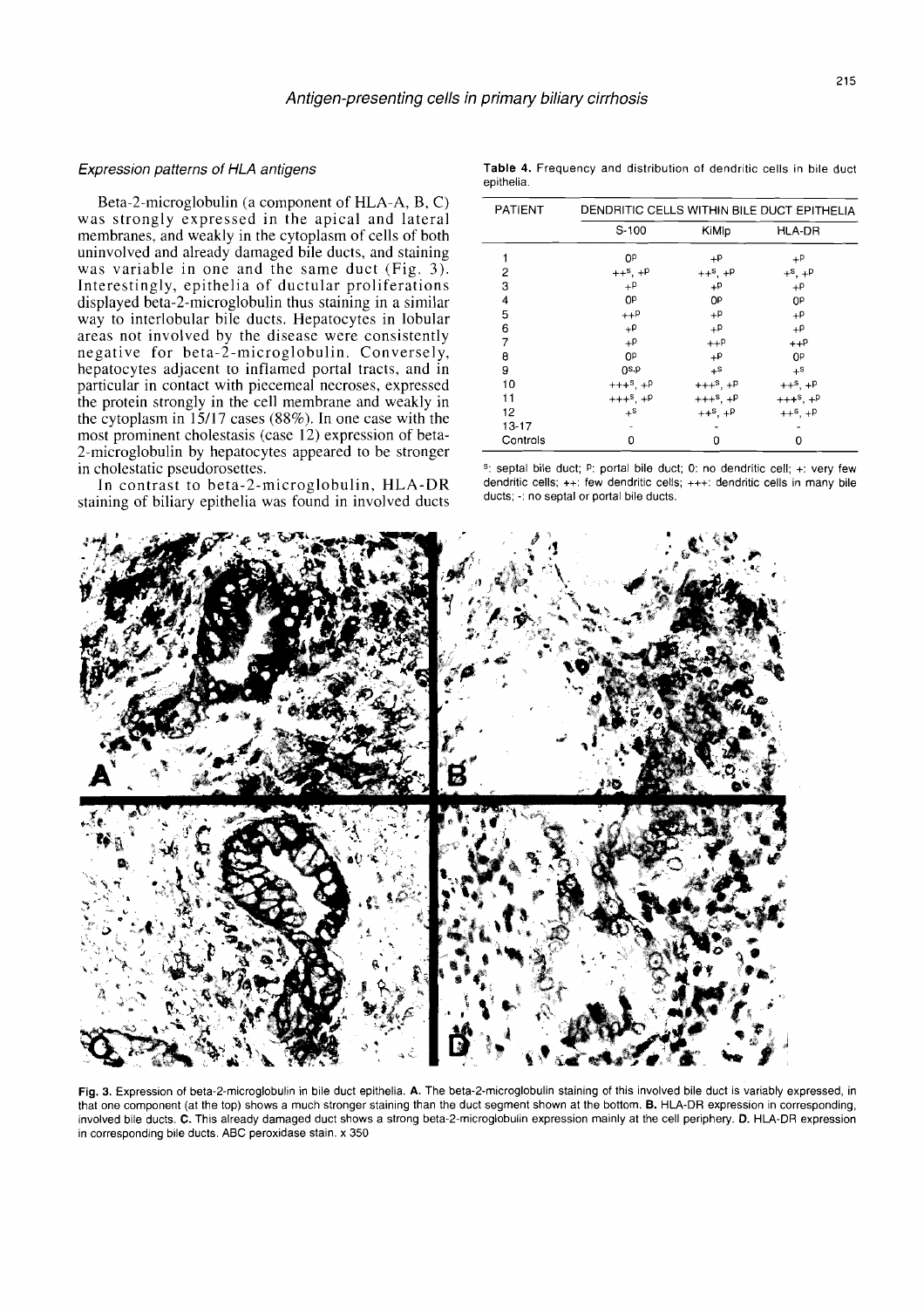### *Expression patterns of HLA antigens*

Beta-2-microglobulin (a component of HLA-A, B, C) was strongly expressed in the apical and lateral membranes, and weakly in the cytoplasm of cells of both uninvolved and already damaged bile ducts, and staining was variable in one and the same duct (Fig. 3). Interestingly, epithelia of ductular proliferations displayed beta-2-microglobulin thus staining in a similar way to interlobular bile ducts. Hepatocytes in lobular areas not involved by the disease were consistently negative for beta-2-microglobulin. Conversely, hepatocytes adjacent to inflamed portal tracts, and in particular in contact with piecemeal necroses, expressed the protein strongly in the cell membrane and weakly in the cytoplasm in 15/17 cases (88%). In one case with the most prominent cholestasis (case 12) expression of beta-2-microglobulin by hepatocytes appeared to be stronger in cholestatic pseudorosettes.

In contrast to beta-2-microglobulin, HLA-DR staining of biliary epithelia was found in involved ducts

**Table 4.** Frequency and distribution of dendritic cells in bile duct epithelia.

| PATIENT | DENDRITIC CELLS WITHIN BILE DUCT EPITHELIA | | |
|---|---|---|---|
| | S-100 | KiMlp | HLA-DR |
| 1 | $0^p$ | $+^p$ | $+^p$ |
| 2 | $++^s, +^p$ | $++^s, +^p$ | $+^s, +^p$ |
| 3 | $+^p$ | $+^p$ | $+^p$ |
| 4 | $0^p$ | $0^p$ | $0^p$ |
| 5 | $++^p$ | $+^p$ | $+^p$ |
| 6 | $+^p$ | $+^p$ | $+^p$ |
| 7 | $+^p$ | $++^p$ | $++^p$ |
| 8 | $0^p$ | $+^p$ | $0^p$ |
| 9 | $0^{s,p}$ | $+^s$ | $+^s$ |
| 10 | $+++^s, +^p$ | $+++^s, +^p$ | $++^s, +^p$ |
| 11 | $+++^s, +^p$ | $+++^s, +^p$ | $+++^s, +^p$ |
| 12 | $+^s$ | $++^s, +^p$ | $++^s, +^p$ |
| 13-17 | - | - | - |
| Controls | 0 | 0 | 0 |

s: septal bile duct; p: portal bile duct; 0: no dendritic cell; +: very few dendritic cells; ++: few dendritic cells; +++: dendritic cells in many bile ducts; -: no septal or portal bile ducts.

**Fig. 3.** Expression of beta-2-microglobulin in bile duct epithelia. **A.** The beta-2-microglobulin staining of this involved bile duct is variably expressed, in that one component (at the top) shows a much stronger staining than the duct segment shown at the bottom. **B.** HLA-DR expression in corresponding, involved bile ducts. **C.** This already damaged duct shows a strong beta-2-microglobulin expression mainly at the cell periphery. **D.** HLA-DR expression in corresponding bile ducts. ABC peroxidase stain. x 350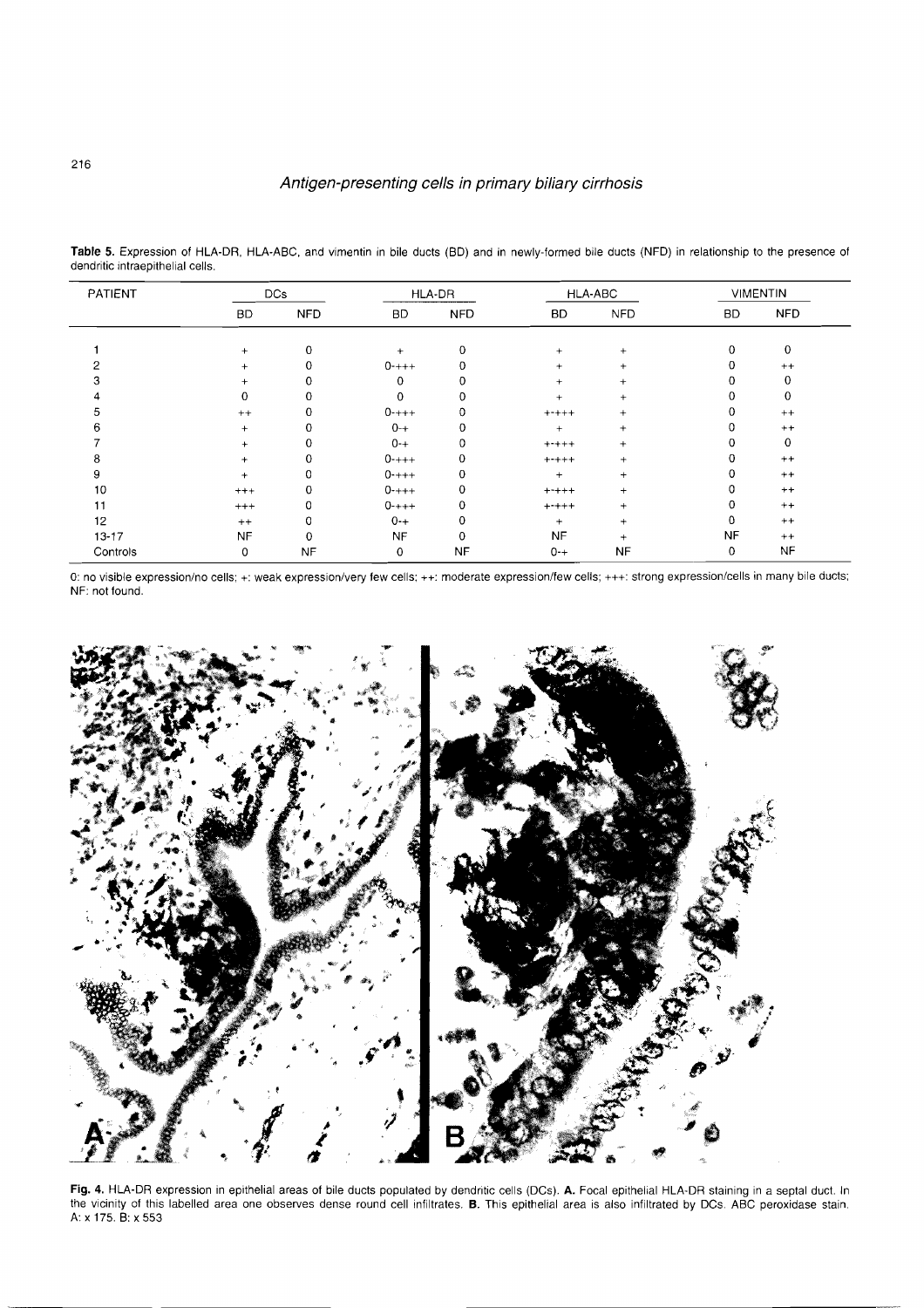**Table 5.** Expression of HLA-DR, HLA-ABC, and vimentin in bile ducts (BD) and in newly-formed bile ducts (NFD) in relationship to the presence of dendritic intraepithelial cells.

| PATIENT | DCs | | HLA-DR | | HLA-ABC | | VIMENTIN | |
|---|---|---|---|---|---|---|---|---|
| | BD | NFD | BD | NFD | BD | NFD | BD | NFD |
| 1 | + | 0 | + | 0 | + | + | 0 | 0 |
| 2 | + | 0 | 0-+++ | 0 | + | + | 0 | ++ |
| 3 | + | 0 | 0 | 0 | + | + | 0 | 0 |
| 4 | 0 | 0 | 0 | 0 | + | + | 0 | 0 |
| 5 | ++ | 0 | 0-+++ | 0 | +-+++ | + | 0 | ++ |
| 6 | + | 0 | 0-+ | 0 | + | + | 0 | ++ |
| 7 | + | 0 | 0-+ | 0 | +-+++ | + | 0 | 0 |
| 8 | + | 0 | 0-+++ | 0 | +-+++ | + | 0 | ++ |
| 9 | + | 0 | 0-+++ | 0 | + | + | 0 | ++ |
| 10 | +++ | 0 | 0-+++ | 0 | +-+++ | + | 0 | ++ |
| 11 | +++ | 0 | 0-+++ | 0 | +-+++ | + | 0 | ++ |
| 12 | ++ | 0 | 0-+ | 0 | + | + | 0 | ++ |
| 13-17 | NF | 0 | NF | 0 | NF | + | NF | ++ |
| Controls | 0 | NF | 0 | NF | 0-+ | NF | 0 | NF |

0: no visible expression/no cells; +: weak expression/very few cells; ++: moderate expression/few cells; +++: strong expression/cells in many bile ducts; NF: not found.

**Fig. 4.** HLA-DR expression in epithelial areas of bile ducts populated by dendritic cells (DCs). **A.** Focal epithelial HLA-DR staining in a septal duct. In the vicinity of this labelled area one observes dense round cell infiltrates. **B.** This epithelial area is also infiltrated by DCs. ABC peroxidase stain. A: x 175. B: x 553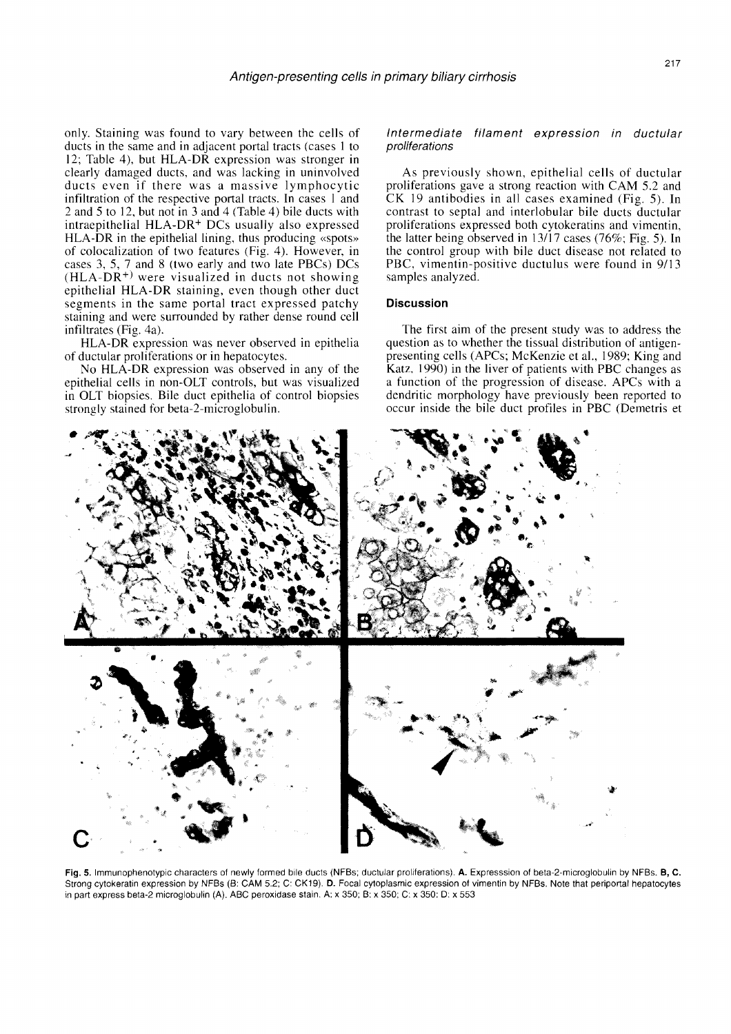only. Staining was found to vary between the cells of ducts in the same and in adjacent portal tracts (cases 1 to 12; Table 4), but HLA-DR expression was stronger in clearly damaged ducts, and was lacking in uninvolved ducts even if there was a massive lymphocytic infiltration of the respective portal tracts. In cases 1 and 2 and 5 to 12, but not in 3 and 4 (Table 4) bile ducts with intraepithelial HLA-DR+ DCs usually also expressed HLA-DR in the epithelial lining, thus producing «spots» of colocalization of two features (Fig. 4). However, in cases 3, 5, 7 and 8 (two early and two late PBCs) DCs (HLA-DR+) were visualized in ducts not showing epithelial HLA-DR staining, even though other duct segments in the same portal tract expressed patchy staining and were surrounded by rather dense round cell infiltrates (Fig. 4a).

HLA-DR expression was never observed in epithelia of ductular proliferations or in hepatocytes.

No HLA-DR expression was observed in any of the epithelial cells in non-OLT controls, but was visualized in OLT biopsies. Bile duct epithelia of control biopsies strongly stained for beta-2-microglobulin.

### *Intermediate filament expression in ductular proliferations*

As previously shown, epithelial cells of ductular proliferations gave a strong reaction with CAM 5.2 and CK 19 antibodies in all cases examined (Fig. 5). In contrast to septal and interlobular bile ducts ductular proliferations expressed both cytokeratins and vimentin, the latter being observed in 13/17 cases (76%; Fig. 5). In the control group with bile duct disease not related to PBC, vimentin-positive ductulus were found in 9/13 samples analyzed.

## Discussion

The first aim of the present study was to address the question as to whether the tissual distribution of antigen-presenting cells (APCs; McKenzie et al., 1989; King and Katz, 1990) in the liver of patients with PBC changes as a function of the progression of disease. APCs with a dendritic morphology have previously been reported to occur inside the bile duct profiles in PBC (Demetris et

**Fig. 5.** Immunophenotypic characters of newly formed bile ducts (NFBs; ductular proliferations). **A.** Expresssion of beta-2-microglobulin by NFBs. **B, C.** Strong cytokeratin expression by NFBs (B: CAM 5.2; C: CK19). **D.** Focal cytoplasmic expression of vimentin by NFBs. Note that periportal hepatocytes in part express beta-2 microglobulin (A). ABC peroxidase stain. A: x 350; B: x 350; C: x 350: D: x 553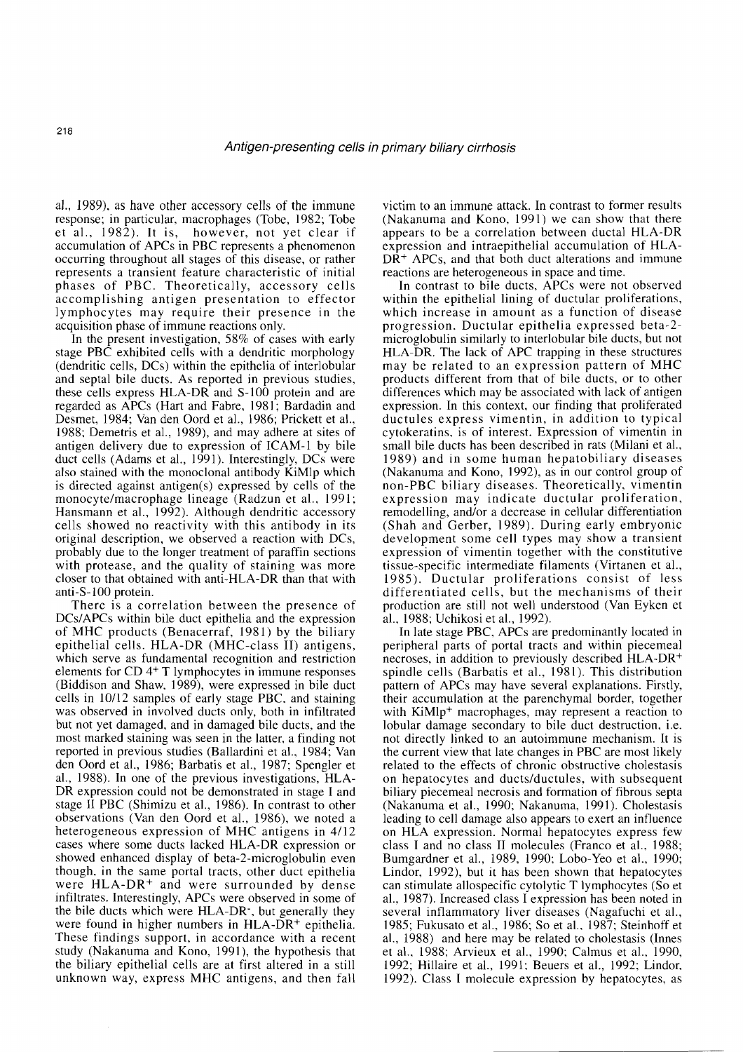al., 1989), as have other accessory cells of the immune response; in particular, macrophages (Tobe, 1982; Tobe et al., 1982). It is, however, not yet clear if accumulation of APCs in PBC represents a phenomenon occurring throughout all stages of this disease, or rather represents a transient feature characteristic of initial phases of PBC. Theoretically, accessory cells accomplishing antigen presentation to effector lymphocytes may require their presence in the acquisition phase of immune reactions only.

In the present investigation, 58% of cases with early stage PBC exhibited cells with a dendritic morphology (dendritic cells, DCs) within the epithelia of interlobular and septal bile ducts. As reported in previous studies, these cells express HLA-DR and S-100 protein and are regarded as APCs (Hart and Fabre, 1981; Bardadin and Desmet, 1984; Van den Oord et al., 1986; Prickett et al., 1988; Demetris et al., 1989), and may adhere at sites of antigen delivery due to expression of ICAM-1 by bile duct cells (Adams et al., 1991). Interestingly, DCs were also stained with the monoclonal antibody KiMlp which is directed against antigen(s) expressed by cells of the monocyte/macrophage lineage (Radzun et al., 1991; Hansmann et al., 1992). Although dendritic accessory cells showed no reactivity with this antibody in its original description, we observed a reaction with DCs, probably due to the longer treatment of paraffin sections with protease, and the quality of staining was more closer to that obtained with anti-HLA-DR than that with anti-S-100 protein.

There is a correlation between the presence of DCs/APCs within bile duct epithelia and the expression of MHC products (Benacerraf, 1981) by the biliary epithelial cells. HLA-DR (MHC-class II) antigens, which serve as fundamental recognition and restriction elements for CD 4$^+$ T lymphocytes in immune responses (Biddison and Shaw, 1989), were expressed in bile duct cells in 10/12 samples of early stage PBC, and staining was observed in involved ducts only, both in infiltrated but not yet damaged, and in damaged bile ducts, and the most marked staining was seen in the latter, a finding not reported in previous studies (Ballardini et al., 1984; Van den Oord et al., 1986; Barbatis et al., 1987; Spengler et al., 1988). In one of the previous investigations, HLA-DR expression could not be demonstrated in stage I and stage II PBC (Shimizu et al., 1986). In contrast to other observations (Van den Oord et al., 1986), we noted a heterogeneous expression of MHC antigens in 4/12 cases where some ducts lacked HLA-DR expression or showed enhanced display of beta-2-microglobulin even though, in the same portal tracts, other duct epithelia were HLA-DR$^+$ and were surrounded by dense infiltrates. Interestingly, APCs were observed in some of the bile ducts which were HLA-DR$^-$, but generally they were found in higher numbers in HLA-DR$^+$ epithelia. These findings support, in accordance with a recent study (Nakanuma and Kono, 1991), the hypothesis that the biliary epithelial cells are at first altered in a still unknown way, express MHC antigens, and then fall victim to an immune attack. In contrast to former results (Nakanuma and Kono, 1991) we can show that there appears to be a correlation between ductal HLA-DR expression and intraepithelial accumulation of HLA-DR$^+$ APCs, and that both duct alterations and immune reactions are heterogeneous in space and time.

In contrast to bile ducts, APCs were not observed within the epithelial lining of ductular proliferations, which increase in amount as a function of disease progression. Ductular epithelia expressed beta-2-microglobulin similarly to interlobular bile ducts, but not HLA-DR. The lack of APC trapping in these structures may be related to an expression pattern of MHC products different from that of bile ducts, or to other differences which may be associated with lack of antigen expression. In this context, our finding that proliferated ductules express vimentin, in addition to typical cytokeratins, is of interest. Expression of vimentin in small bile ducts has been described in rats (Milani et al., 1989) and in some human hepatobiliary diseases (Nakanuma and Kono, 1992), as in our control group of non-PBC biliary diseases. Theoretically, vimentin expression may indicate ductular proliferation, remodelling, and/or a decrease in cellular differentiation (Shah and Gerber, 1989). During early embryonic development some cell types may show a transient expression of vimentin together with the constitutive tissue-specific intermediate filaments (Virtanen et al., 1985). Ductular proliferations consist of less differentiated cells, but the mechanisms of their production are still not well understood (Van Eyken et al., 1988; Uchikosi et al., 1992).

In late stage PBC, APCs are predominantly located in peripheral parts of portal tracts and within piecemeal necroses, in addition to previously described HLA-DR$^+$ spindle cells (Barbatis et al., 1981). This distribution pattern of APCs may have several explanations. Firstly, their accumulation at the parenchymal border, together with KiMlp$^+$ macrophages, may represent a reaction to lobular damage secondary to bile duct destruction, i.e. not directly linked to an autoimmune mechanism. It is the current view that late changes in PBC are most likely related to the effects of chronic obstructive cholestasis on hepatocytes and ducts/ductules, with subsequent biliary piecemeal necrosis and formation of fibrous septa (Nakanuma et al., 1990; Nakanuma, 1991). Cholestasis leading to cell damage also appears to exert an influence on HLA expression. Normal hepatocytes express few class I and no class II molecules (Franco et al., 1988; Bumgardner et al., 1989, 1990; Lobo-Yeo et al., 1990; Lindor, 1992), but it has been shown that hepatocytes can stimulate allospecific cytolytic T lymphocytes (So et al., 1987). Increased class I expression has been noted in several inflammatory liver diseases (Nagafuchi et al., 1985; Fukusato et al., 1986; So et al., 1987; Steinhoff et al., 1988) and here may be related to cholestasis (Innes et al., 1988; Arvieux et al., 1990; Calmus et al., 1990, 1992; Hillaire et al., 1991; Beuers et al., 1992; Lindor, 1992). Class I molecule expression by hepatocytes, as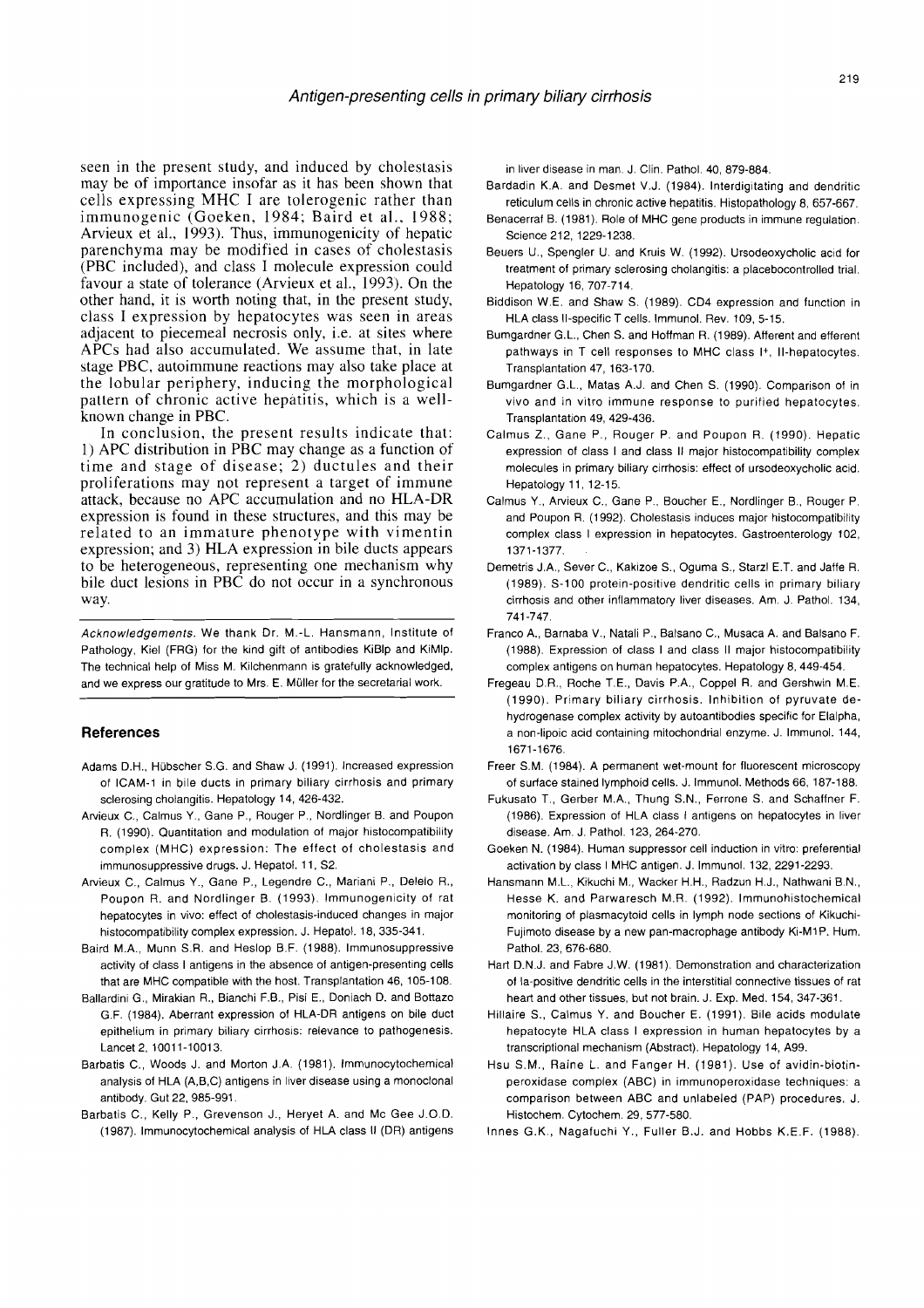seen in the present study, and induced by cholestasis may be of importance insofar as it has been shown that cells expressing MHC I are tolerogenic rather than immunogenic (Goeken, 1984; Baird et al., 1988; Arvieux et al., 1993). Thus, immunogenicity of hepatic parenchyma may be modified in cases of cholestasis (PBC included), and class I molecule expression could favour a state of tolerance (Arvieux et al., 1993). On the other hand, it is worth noting that, in the present study, class I expression by hepatocytes was seen in areas adjacent to piecemeal necrosis only, i.e. at sites where APCs had also accumulated. We assume that, in late stage PBC, autoimmune reactions may also take place at the lobular periphery, inducing the morphological pattern of chronic active hepatitis, which is a well-known change in PBC.

In conclusion, the present results indicate that: 1) APC distribution in PBC may change as a function of time and stage of disease; 2) ductules and their proliferations may not represent a target of immune attack, because no APC accumulation and no HLA-DR expression is found in these structures, and this may be related to an immature phenotype with vimentin expression; and 3) HLA expression in bile ducts appears to be heterogeneous, representing one mechanism why bile duct lesions in PBC do not occur in a synchronous way.

*Acknowledgements.* We thank Dr. M.-L. Hansmann, Institute of Pathology, Kiel (FRG) for the kind gift of antibodies KiBlp and KiMlp. The technical help of Miss M. Kilchenmann is gratefully acknowledged, and we express our gratitude to Mrs. E. Müller for the secretarial work.

## References

Adams D.H., Hübscher S.G. and Shaw J. (1991). Increased expression of ICAM-1 in bile ducts in primary biliary cirrhosis and primary sclerosing cholangitis. Hepatology 14, 426-432.

Arvieux C., Calmus Y., Gane P., Rouger P., Nordlinger B. and Poupon R. (1990). Quantitation and modulation of major histocompatibility complex (MHC) expression: The effect of cholestasis and immunosuppressive drugs. J. Hepatol. 11, S2.

Arvieux C., Calmus Y., Gane P., Legendre C., Mariani P., Delelo R., Poupon R. and Nordlinger B. (1993). Immunogenicity of rat hepatocytes in vivo: effect of cholestasis-induced changes in major histocompatibility complex expression. J. Hepatol. 18, 335-341.

Baird M.A., Munn S.R. and Heslop B.F. (1988). Immunosuppressive activity of class I antigens in the absence of antigen-presenting cells that are MHC compatible with the host. Transplantation 46, 105-108.

Ballardini G., Mirakian R., Bianchi F.B., Pisi E., Doniach D. and Bottazo G.F. (1984). Aberrant expression of HLA-DR antigens on bile duct epithelium in primary biliary cirrhosis: relevance to pathogenesis. Lancet 2, 10011-10013.

Barbatis C., Woods J. and Morton J.A. (1981). Immunocytochemical analysis of HLA (A,B,C) antigens in liver disease using a monoclonal antibody. Gut 22, 985-991.

Barbatis C., Kelly P., Grevenson J., Heryet A. and Mc Gee J.O.D. (1987). Immunocytochemical analysis of HLA class II (DR) antigens in liver disease in man. J. Clin. Pathol. 40, 879-884.

Bardadin K.A. and Desmet V.J. (1984). Interdigitating and dendritic reticulum cells in chronic active hepatitis. Histopathology 8, 657-667.

Benacerraf B. (1981). Role of MHC gene products in immune regulation. Science 212, 1229-1238.

Beuers U., Spengler U. and Kruis W. (1992). Ursodeoxycholic acid for treatment of primary sclerosing cholangitis: a placebocontrolled trial. Hepatology 16, 707-714.

Biddison W.E. and Shaw S. (1989). CD4 expression and function in HLA class II-specific T cells. Immunol. Rev. 109, 5-15.

Bumgardner G.L., Chen S. and Hoffman R. (1989). Afferent and efferent pathways in T cell responses to MHC class I+, II-hepatocytes. Transplantation 47, 163-170.

Bumgardner G.L., Matas A.J. and Chen S. (1990). Comparison of in vivo and in vitro immune response to purified hepatocytes. Transplantation 49, 429-436.

Calmus Z., Gane P., Rouger P. and Poupon R. (1990). Hepatic expression of class I and class II major histocompatibility complex molecules in primary biliary cirrhosis: effect of ursodeoxycholic acid. Hepatology 11, 12-15.

Calmus Y., Arvieux C., Gane P., Boucher E., Nordlinger B., Rouger P. and Poupon R. (1992). Cholestasis induces major histocompatibility complex class I expression in hepatocytes. Gastroenterology 102, 1371-1377.

Demetris J.A., Sever C., Kakizoe S., Oguma S., Starzl E.T. and Jaffe R. (1989). S-100 protein-positive dendritic cells in primary biliary cirrhosis and other inflammatory liver diseases. Am. J. Pathol. 134, 741-747.

Franco A., Barnaba V., Natali P., Balsano C., Musaca A. and Balsano F. (1988). Expression of class I and class II major histocompatibility complex antigens on human hepatocytes. Hepatology 8, 449-454.

Fregeau D.R., Roche T.E., Davis P.A., Coppel R. and Gershwin M.E. (1990). Primary biliary cirrhosis. Inhibition of pyruvate dehydrogenase complex activity by autoantibodies specific for Elalpha, a non-lipoic acid containing mitochondrial enzyme. J. Immunol. 144, 1671-1676.

Freer S.M. (1984). A permanent wet-mount for fluorescent microscopy of surface stained lymphoid cells. J. Immunol. Methods 66, 187-188.

Fukusato T., Gerber M.A., Thung S.N., Ferrone S. and Schaffner F. (1986). Expression of HLA class I antigens on hepatocytes in liver disease. Am. J. Pathol. 123, 264-270.

Goeken N. (1984). Human suppressor cell induction in vitro: preferential activation by class I MHC antigen. J. Immunol. 132, 2291-2293.

Hansmann M.L., Kikuchi M., Wacker H.H., Radzun H.J., Nathwani B.N., Hesse K. and Parwaresch M.R. (1992). Immunohistochemical monitoring of plasmacytoid cells in lymph node sections of Kikuchi-Fujimoto disease by a new pan-macrophage antibody Ki-M1P. Hum. Pathol. 23, 676-680.

Hart D.N.J. and Fabre J.W. (1981). Demonstration and characterization of Ia-positive dendritic cells in the interstitial connective tissues of rat heart and other tissues, but not brain. J. Exp. Med. 154, 347-361.

Hillaire S., Calmus Y. and Boucher E. (1991). Bile acids modulate hepatocyte HLA class I expression in human hepatocytes by a transcriptional mechanism (Abstract). Hepatology 14, A99.

Hsu S.M., Raine L. and Fanger H. (1981). Use of avidin-biotin-peroxidase complex (ABC) in immunoperoxidase techniques: a comparison between ABC and unlabeled (PAP) procedures. J. Histochem. Cytochem. 29, 577-580.

Innes G.K., Nagafuchi Y., Fuller B.J. and Hobbs K.E.F. (1988).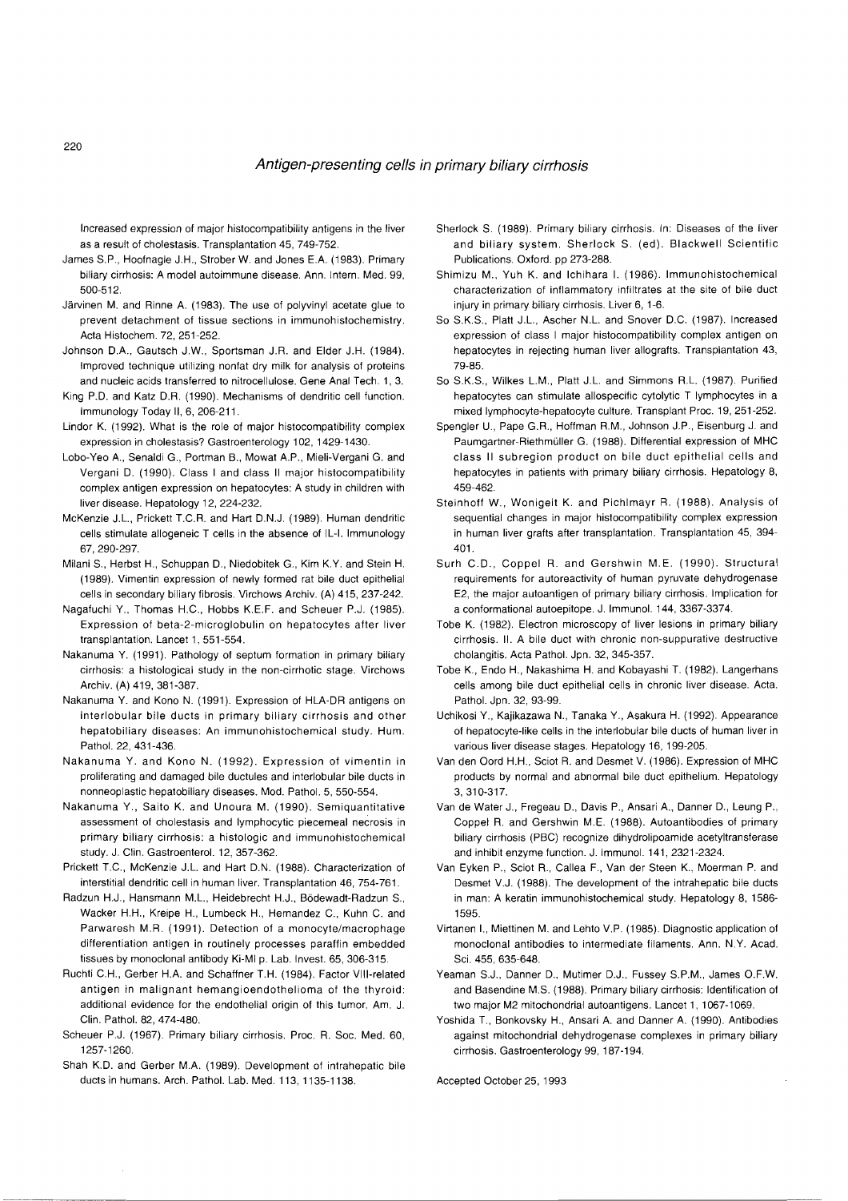Increased expression of major histocompatibility antigens in the liver as a result of cholestasis. Transplantation 45, 749-752.

James S.P., Hoofnagle J.H., Strober W. and Jones E.A. (1983). Primary biliary cirrhosis: A model autoimmune disease. Ann. Intern. Med. 99, 500-512.

Järvinen M. and Rinne A. (1983). The use of polyvinyl acetate glue to prevent detachment of tissue sections in immunohistochemistry. Acta Histochem. 72, 251-252.

Johnson D.A., Gautsch J.W., Sportsman J.R. and Elder J.H. (1984). Improved technique utilizing nonfat dry milk for analysis of proteins and nucleic acids transferred to nitrocellulose. Gene Anal Tech. 1, 3.

King P.D. and Katz D.R. (1990). Mechanisms of dendritic cell function. Immunology Today II, 6, 206-211.

Lindor K. (1992). What is the role of major histocompatibility complex expression in cholestasis? Gastroenterology 102, 1429-1430.

Lobo-Yeo A., Senaldi G., Portman B., Mowat A.P., Mieli-Vergani G. and Vergani D. (1990). Class I and class II major histocompatibility complex antigen expression on hepatocytes: A study in children with liver disease. Hepatology 12, 224-232.

McKenzie J.L., Prickett T.C.R. and Hart D.N.J. (1989). Human dendritic cells stimulate allogeneic T cells in the absence of IL-I. Immunology 67, 290-297.

Milani S., Herbst H., Schuppan D., Niedobitek G., Kim K.Y. and Stein H. (1989). Vimentin expression of newly formed rat bile duct epithelial cells in secondary biliary fibrosis. Virchows Archiv. (A) 415, 237-242.

Nagafuchi Y., Thomas H.C., Hobbs K.E.F. and Scheuer P.J. (1985). Expression of beta-2-microglobulin on hepatocytes after liver transplantation. Lancet 1, 551-554.

Nakanuma Y. (1991). Pathology of septum formation in primary biliary cirrhosis: a histological study in the non-cirrhotic stage. Virchows Archiv. (A) 419, 381-387.

Nakanuma Y. and Kono N. (1991). Expression of HLA-DR antigens on interlobular bile ducts in primary biliary cirrhosis and other hepatobiliary diseases: An immunohistochemical study. Hum. Pathol. 22, 431-436.

Nakanuma Y. and Kono N. (1992). Expression of vimentin in proliferating and damaged bile ductules and interlobular bile ducts in nonneoplastic hepatobiliary diseases. Mod. Pathol. 5, 550-554.

Nakanuma Y., Saito K. and Unoura M. (1990). Semiquantitative assessment of cholestasis and lymphocytic piecemeal necrosis in primary biliary cirrhosis: a histologic and immunohistochemical study. J. Clin. Gastroenterol. 12, 357-362.

Prickett T.C., McKenzie J.L. and Hart D.N. (1988). Characterization of interstitial dendritic cell in human liver. Transplantation 46, 754-761.

Radzun H.J., Hansmann M.L., Heidebrecht H.J., Bödewadt-Radzun S., Wacker H.H., Kreipe H., Lumbeck H., Hernandez C., Kuhn C. and Parwaresh M.R. (1991). Detection of a monocyte/macrophage differentiation antigen in routinely processes paraffin embedded tissues by monoclonal antibody Ki-Ml p. Lab. Invest. 65, 306-315.

Ruchti C.H., Gerber H.A. and Schaffner T.H. (1984). Factor VIII-related antigen in malignant hemangioendothelioma of the thyroid: additional evidence for the endothelial origin of this tumor. Am. J. Clin. Pathol. 82, 474-480.

Scheuer P.J. (1967). Primary biliary cirrhosis. Proc. R. Soc. Med. 60, 1257-1260.

Shah K.D. and Gerber M.A. (1989). Development of intrahepatic bile ducts in humans. Arch. Pathol. Lab. Med. 113, 1135-1138.

Sherlock S. (1989). Primary biliary cirrhosis. In: Diseases of the liver and biliary system. Sherlock S. (ed). Blackwell Scientific Publications. Oxford. pp 273-288.

Shimizu M., Yuh K. and Ichihara I. (1986). Immunohistochemical characterization of inflammatory infiltrates at the site of bile duct injury in primary biliary cirrhosis. Liver 6, 1-6.

So S.K.S., Platt J.L., Ascher N.L. and Snover D.C. (1987). Increased expression of class I major histocompatibility complex antigen on hepatocytes in rejecting human liver allografts. Transplantation 43, 79-85.

So S.K.S., Wilkes L.M., Platt J.L. and Simmons R.L. (1987). Purified hepatocytes can stimulate allospecific cytolytic T lymphocytes in a mixed lymphocyte-hepatocyte culture. Transplant Proc. 19, 251-252.

Spengler U., Pape G.R., Hoffman R.M., Johnson J.P., Eisenburg J. and Paumgartner-Riethmüller G. (1988). Differential expression of MHC class II subregion product on bile duct epithelial cells and hepatocytes in patients with primary biliary cirrhosis. Hepatology 8, 459-462.

Steinhoff W., Wonigeit K. and Pichlmayr R. (1988). Analysis of sequential changes in major histocompatibility complex expression in human liver grafts after transplantation. Transplantation 45, 394-401.

Surh C.D., Coppel R. and Gershwin M.E. (1990). Structural requirements for autoreactivity of human pyruvate dehydrogenase E2, the major autoantigen of primary biliary cirrhosis. Implication for a conformational autoepitope. J. Immunol. 144, 3367-3374.

Tobe K. (1982). Electron microscopy of liver lesions in primary biliary cirrhosis. II. A bile duct with chronic non-suppurative destructive cholangitis. Acta Pathol. Jpn. 32, 345-357.

Tobe K., Endo H., Nakashima H. and Kobayashi T. (1982). Langerhans cells among bile duct epithelial cells in chronic liver disease. Acta. Pathol. Jpn. 32, 93-99.

Uchikosi Y., Kajikazawa N., Tanaka Y., Asakura H. (1992). Appearance of hepatocyte-like cells in the interlobular bile ducts of human liver in various liver disease stages. Hepatology 16, 199-205.

Van den Oord H.H., Sciot R. and Desmet V. (1986). Expression of MHC products by normal and abnormal bile duct epithelium. Hepatology 3, 310-317.

Van de Water J., Fregeau D., Davis P., Ansari A., Danner D., Leung P., Coppel R. and Gershwin M.E. (1988). Autoantibodies of primary biliary cirrhosis (PBC) recognize dihydrolipoamide acetyltransferase and inhibit enzyme function. J. Immunol. 141, 2321-2324.

Van Eyken P., Sciot R., Callea F., Van der Steen K., Moerman P. and Desmet V.J. (1988). The development of the intrahepatic bile ducts in man: A keratin immunohistochemical study. Hepatology 8, 1586-1595.

Virtanen I., Miettinen M. and Lehto V.P. (1985). Diagnostic application of monoclonal antibodies to intermediate filaments. Ann. N.Y. Acad. Sci. 455, 635-648.

Yeaman S.J., Danner D., Mutimer D.J., Fussey S.P.M., James O.F.W. and Basendine M.S. (1988). Primary biliary cirrhosis: Identification of two major M2 mitochondrial autoantigens. Lancet 1, 1067-1069.

Yoshida T., Bonkovsky H., Ansari A. and Danner A. (1990). Antibodies against mitochondrial dehydrogenase complexes in primary biliary cirrhosis. Gastroenterology 99, 187-194.

Accepted October 25, 1993